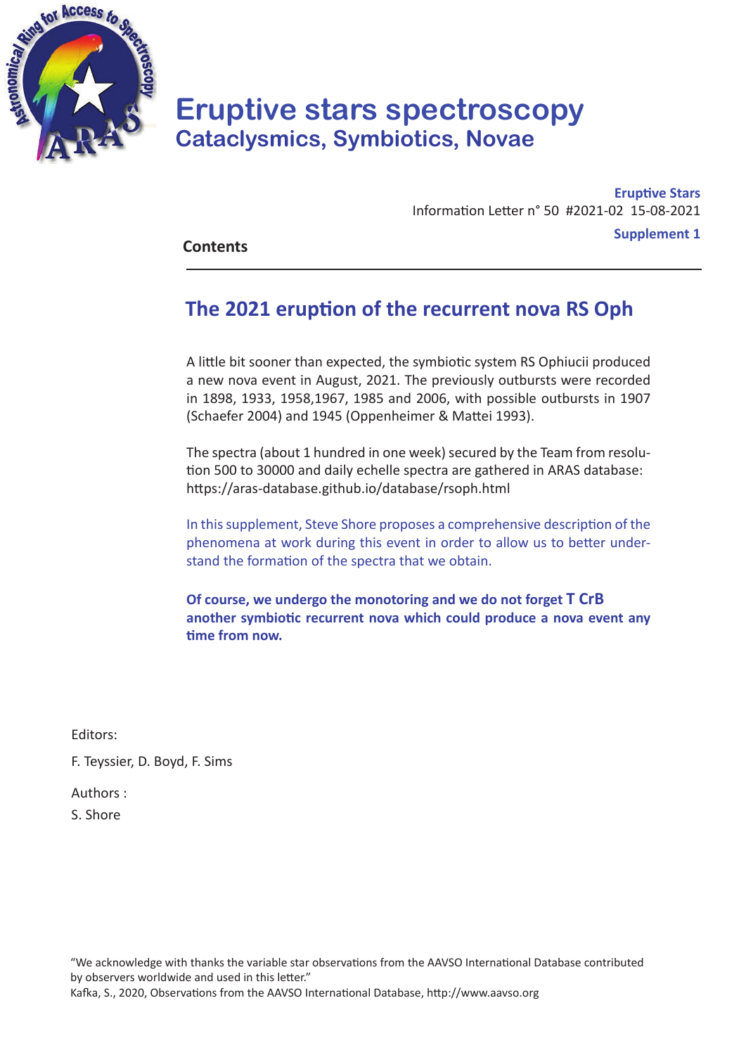# Eruptive stars spectroscopy

## Cataclysmics, Symbiotics, Novae

**Eruptive Stars**

Information Letter n° 50 #2021-02 15-08-2021

**Supplement 1**

**Contents**

---

## The 2021 eruption of the recurrent nova RS Oph

A little bit sooner than expected, the symbiotic system RS Ophiucii produced a new nova event in August, 2021. The previously outbursts were recorded in 1898, 1933, 1958,1967, 1985 and 2006, with possible outbursts in 1907 (Schaefer 2004) and 1945 (Oppenheimer & Mattei 1993).

The spectra (about 1 hundred in one week) secured by the Team from resolution 500 to 30000 and daily echelle spectra are gathered in ARAS database: https://aras-database.github.io/database/rsoph.html

In this supplement, Steve Shore proposes a comprehensive description of the phenomena at work during this event in order to allow us to better understand the formation of the spectra that we obtain.

**Of course, we undergo the monotoring and we do not forget T CrB another symbiotic recurrent nova which could produce a nova event any time from now.**

Editors:

F. Teyssier, D. Boyd, F. Sims

Authors :

S. Shore

"We acknowledge with thanks the variable star observations from the AAVSO International Database contributed by observers worldwide and used in this letter."
Kafka, S., 2020, Observations from the AAVSO International Database, http://www.aavso.org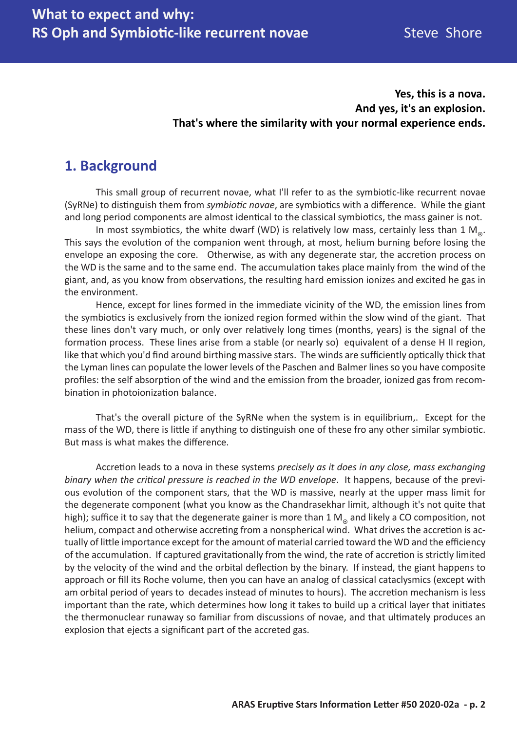# What to expect and why: RS Oph and Symbiotic-like recurrent novae

Steve Shore

**Yes, this is a nova.**
**And yes, it's an explosion.**
**That's where the similarity with your normal experience ends.**

## 1. Background

This small group of recurrent novae, what I'll refer to as the symbiotic-like recurrent novae (SyRNe) to distinguish them from *symbiotic novae*, are symbiotics with a difference. While the giant and long period components are almost identical to the classical symbiotics, the mass gainer is not.

In most ssymbiotics, the white dwarf (WD) is relatively low mass, certainly less than 1 $M_{\odot}$. This says the evolution of the companion went through, at most, helium burning before losing the envelope an exposing the core. Otherwise, as with any degenerate star, the accretion process on the WD is the same and to the same end. The accumulation takes place mainly from the wind of the giant, and, as you know from observations, the resulting hard emission ionizes and excited he gas in the environment.

Hence, except for lines formed in the immediate vicinity of the WD, the emission lines from the symbiotics is exclusively from the ionized region formed within the slow wind of the giant. That these lines don't vary much, or only over relatively long times (months, years) is the signal of the formation process. These lines arise from a stable (or nearly so) equivalent of a dense H II region, like that which you'd find around birthing massive stars. The winds are sufficiently optically thick that the Lyman lines can populate the lower levels of the Paschen and Balmer lines so you have composite profiles: the self absorption of the wind and the emission from the broader, ionized gas from recombination in photoionization balance.

That's the overall picture of the SyRNe when the system is in equilibrium,. Except for the mass of the WD, there is little if anything to distinguish one of these fro any other similar symbiotic. But mass is what makes the difference.

Accretion leads to a nova in these systems *precisely as it does in any close, mass exchanging binary when the critical pressure is reached in the WD envelope*. It happens, because of the previous evolution of the component stars, that the WD is massive, nearly at the upper mass limit for the degenerate component (what you know as the Chandrasekhar limit, although it's not quite that high); suffice it to say that the degenerate gainer is more than 1 $M_{\odot}$ and likely a CO composition, not helium, compact and otherwise accreting from a nonspherical wind. What drives the accretion is actually of little importance except for the amount of material carried toward the WD and the efficiency of the accumulation. If captured gravitationally from the wind, the rate of accretion is strictly limited by the velocity of the wind and the orbital deflection by the binary. If instead, the giant happens to approach or fill its Roche volume, then you can have an analog of classical cataclysmics (except with am orbital period of years to decades instead of minutes to hours). The accretion mechanism is less important than the rate, which determines how long it takes to build up a critical layer that initiates the thermonuclear runaway so familiar from discussions of novae, and that ultimately produces an explosion that ejects a significant part of the accreted gas.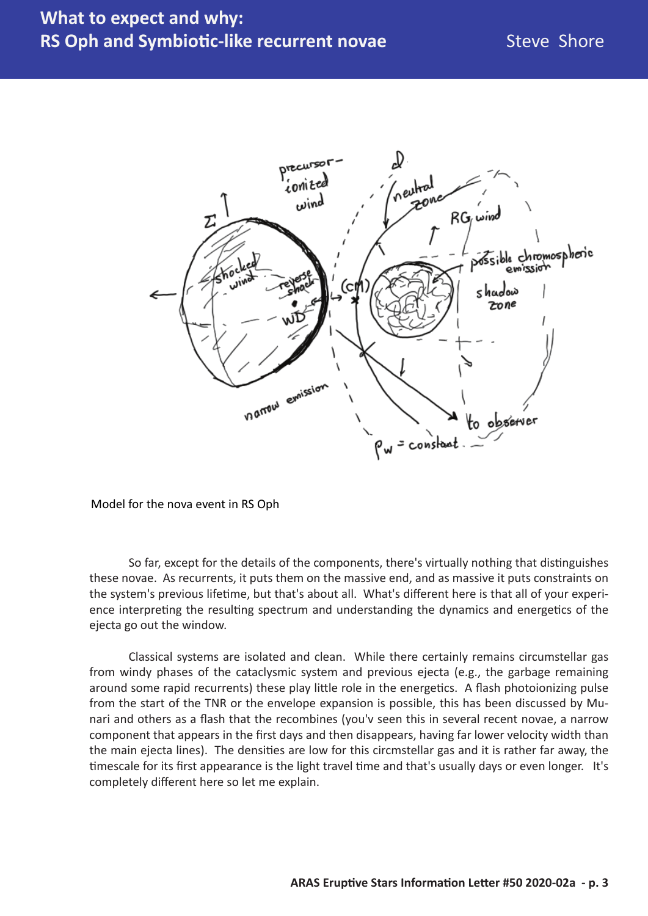Model for the nova event in RS Oph

So far, except for the details of the components, there's virtually nothing that distinguishes these novae. As recurrents, it puts them on the massive end, and as massive it puts constraints on the system's previous lifetime, but that's about all. What's different here is that all of your experience interpreting the resulting spectrum and understanding the dynamics and energetics of the ejecta go out the window.

Classical systems are isolated and clean. While there certainly remains circumstellar gas from windy phases of the cataclysmic system and previous ejecta (e.g., the garbage remaining around some rapid recurrents) these play little role in the energetics. A flash photoionizing pulse from the start of the TNR or the envelope expansion is possible, this has been discussed by Munari and others as a flash that the recombines (you'v seen this in several recent novae, a narrow component that appears in the first days and then disappears, having far lower velocity width than the main ejecta lines). The densities are low for this circmstellar gas and it is rather far away, the timescale for its first appearance is the light travel time and that's usually days or even longer. It's completely different here so let me explain.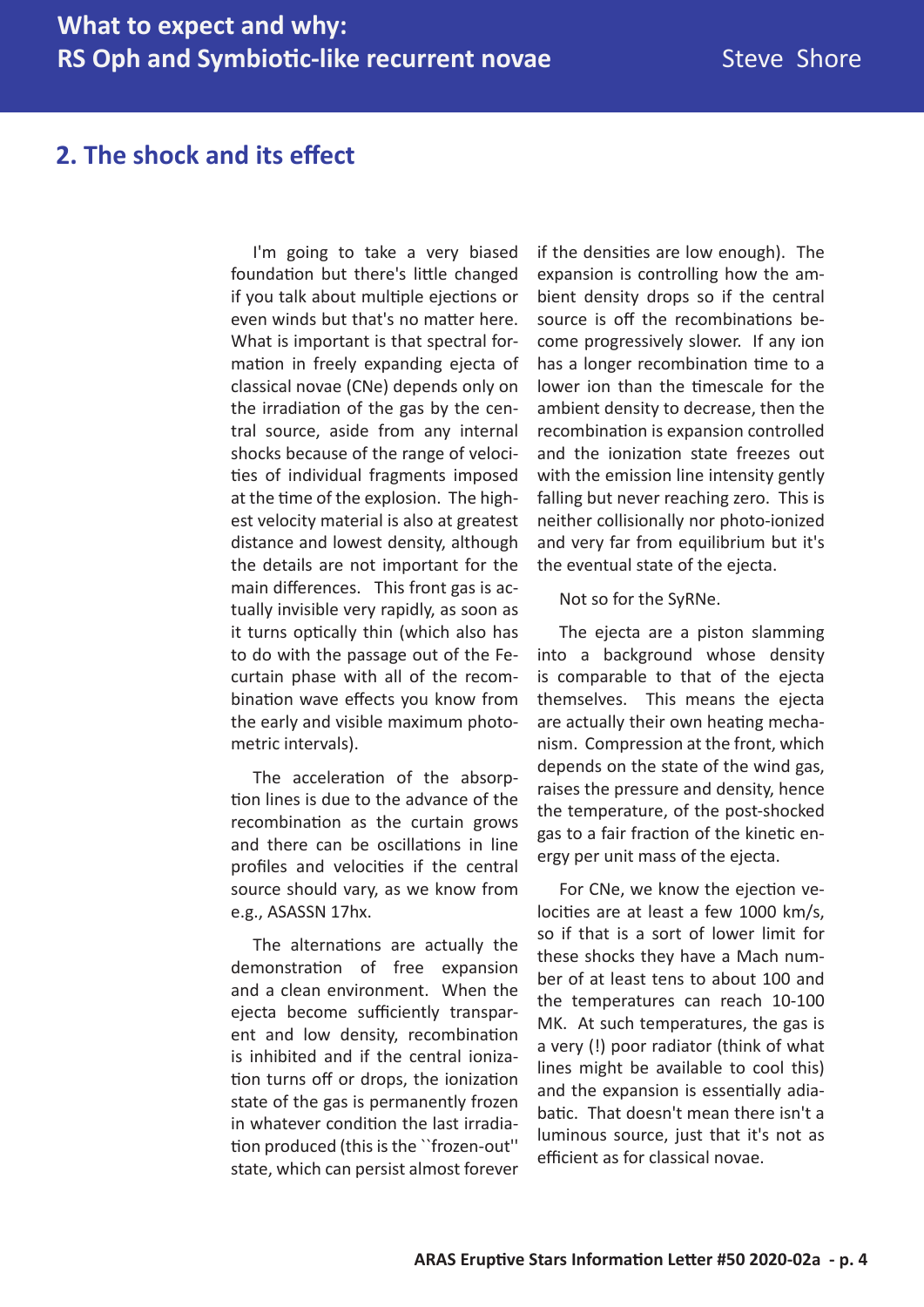## 2. The shock and its effect

I'm going to take a very biased foundation but there's little changed if you talk about multiple ejections or even winds but that's no matter here. What is important is that spectral formation in freely expanding ejecta of classical novae (CNe) depends only on the irradiation of the gas by the central source, aside from any internal shocks because of the range of velocities of individual fragments imposed at the time of the explosion. The highest velocity material is also at greatest distance and lowest density, although the details are not important for the main differences. This front gas is actually invisible very rapidly, as soon as it turns optically thin (which also has to do with the passage out of the Fe-curtain phase with all of the recombination wave effects you know from the early and visible maximum photometric intervals).

The acceleration of the absorption lines is due to the advance of the recombination as the curtain grows and there can be oscillations in line profiles and velocities if the central source should vary, as we know from e.g., ASASSN 17hx.

The alternations are actually the demonstration of free expansion and a clean environment. When the ejecta become sufficiently transparent and low density, recombination is inhibited and if the central ionization turns off or drops, the ionization state of the gas is permanently frozen in whatever condition the last irradiation produced (this is the ``frozen-out'' state, which can persist almost forever if the densities are low enough). The expansion is controlling how the ambient density drops so if the central source is off the recombinations become progressively slower. If any ion has a longer recombination time to a lower ion than the timescale for the ambient density to decrease, then the recombination is expansion controlled and the ionization state freezes out with the emission line intensity gently falling but never reaching zero. This is neither collisionally nor photo-ionized and very far from equilibrium but it's the eventual state of the ejecta.

Not so for the SyRNe.

The ejecta are a piston slamming into a background whose density is comparable to that of the ejecta themselves. This means the ejecta are actually their own heating mechanism. Compression at the front, which depends on the state of the wind gas, raises the pressure and density, hence the temperature, of the post-shocked gas to a fair fraction of the kinetic energy per unit mass of the ejecta.

For CNe, we know the ejection velocities are at least a few 1000 km/s, so if that is a sort of lower limit for these shocks they have a Mach number of at least tens to about 100 and the temperatures can reach 10-100 MK. At such temperatures, the gas is a very (!) poor radiator (think of what lines might be available to cool this) and the expansion is essentially adiabatic. That doesn't mean there isn't a luminous source, just that it's not as efficient as for classical novae.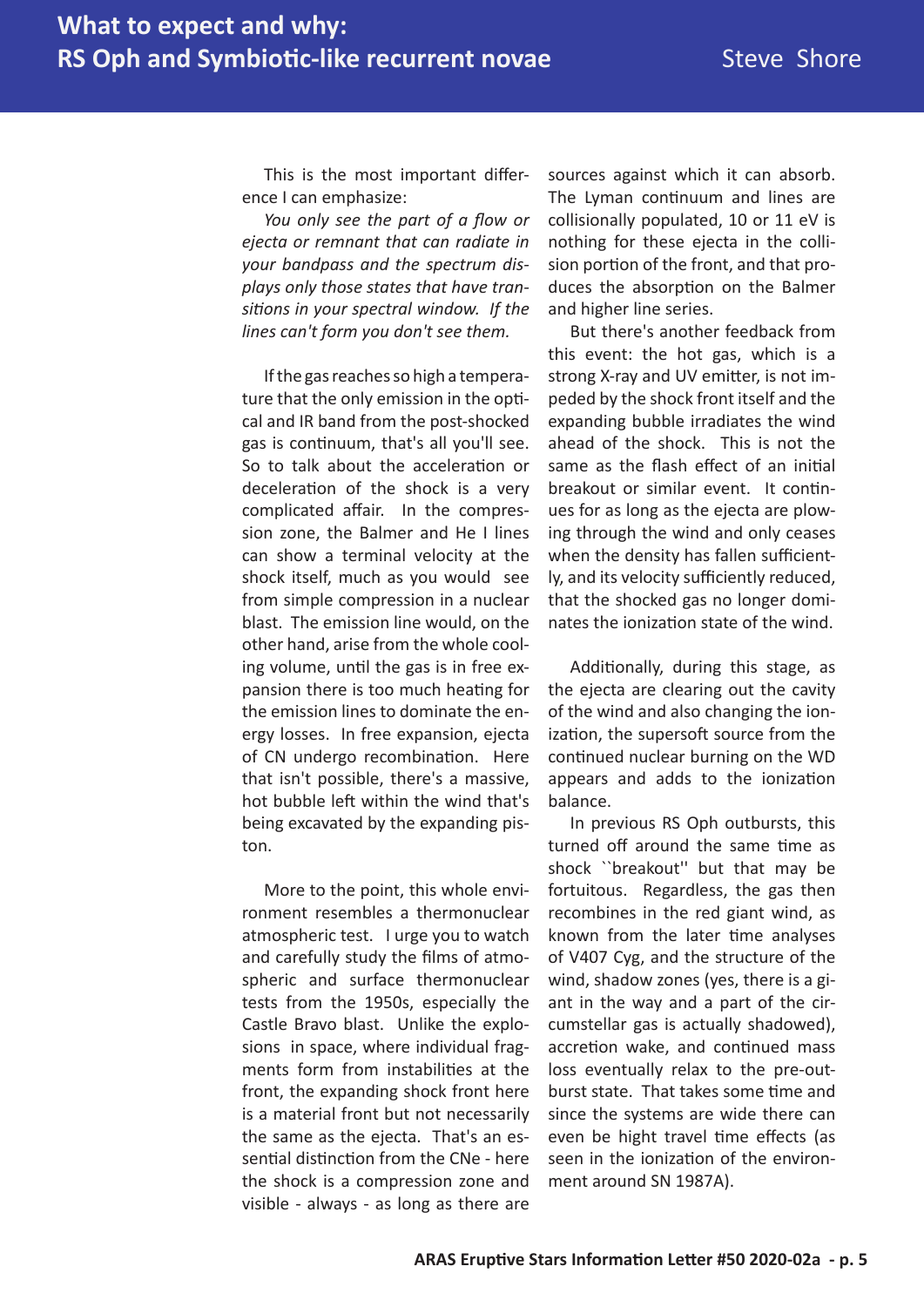This is the most important difference I can emphasize:

*You only see the part of a flow or ejecta or remnant that can radiate in your bandpass and the spectrum displays only those states that have transitions in your spectral window. If the lines can't form you don't see them.*

If the gas reaches so high a temperature that the only emission in the optical and IR band from the post-shocked gas is continuum, that's all you'll see. So to talk about the acceleration or deceleration of the shock is a very complicated affair. In the compression zone, the Balmer and He I lines can show a terminal velocity at the shock itself, much as you would see from simple compression in a nuclear blast. The emission line would, on the other hand, arise from the whole cooling volume, until the gas is in free expansion there is too much heating for the emission lines to dominate the energy losses. In free expansion, ejecta of CN undergo recombination. Here that isn't possible, there's a massive, hot bubble left within the wind that's being excavated by the expanding piston.

More to the point, this whole environment resembles a thermonuclear atmospheric test. I urge you to watch and carefully study the films of atmospheric and surface thermonuclear tests from the 1950s, especially the Castle Bravo blast. Unlike the explosions in space, where individual fragments form from instabilities at the front, the expanding shock front here is a material front but not necessarily the same as the ejecta. That's an essential distinction from the CNe - here the shock is a compression zone and visible - always - as long as there are sources against which it can absorb. The Lyman continuum and lines are collisionally populated, 10 or 11 eV is nothing for these ejecta in the collision portion of the front, and that produces the absorption on the Balmer and higher line series.

But there's another feedback from this event: the hot gas, which is a strong X-ray and UV emitter, is not impeded by the shock front itself and the expanding bubble irradiates the wind ahead of the shock. This is not the same as the flash effect of an initial breakout or similar event. It continues for as long as the ejecta are plowing through the wind and only ceases when the density has fallen sufficiently, and its velocity sufficiently reduced, that the shocked gas no longer dominates the ionization state of the wind.

Additionally, during this stage, as the ejecta are clearing out the cavity of the wind and also changing the ionization, the supersoft source from the continued nuclear burning on the WD appears and adds to the ionization balance.

In previous RS Oph outbursts, this turned off around the same time as shock ``breakout'' but that may be fortuitous. Regardless, the gas then recombines in the red giant wind, as known from the later time analyses of V407 Cyg, and the structure of the wind, shadow zones (yes, there is a giant in the way and a part of the circumstellar gas is actually shadowed), accretion wake, and continued mass loss eventually relax to the pre-outburst state. That takes some time and since the systems are wide there can even be hight travel time effects (as seen in the ionization of the environment around SN 1987A).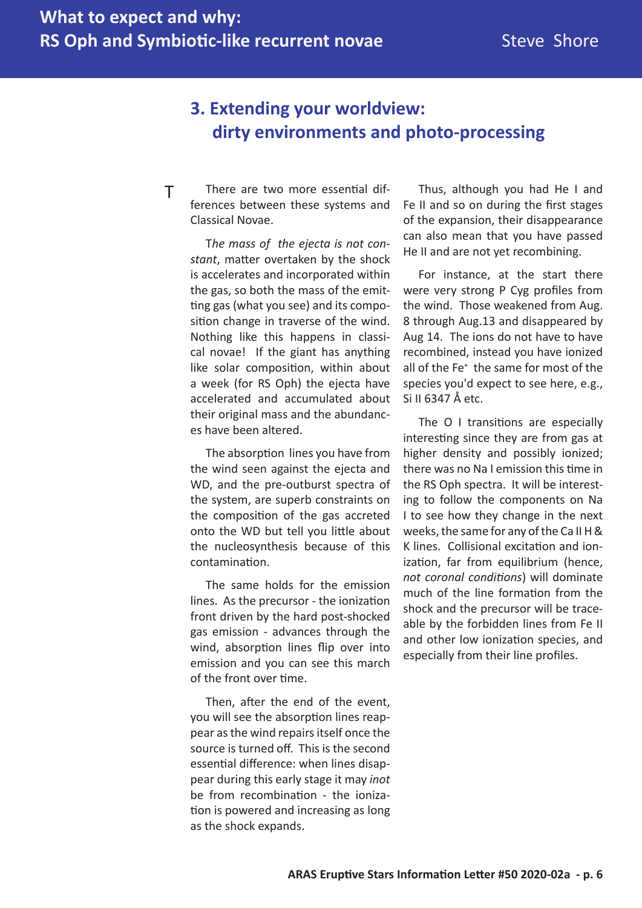## 3. Extending your worldview: dirty environments and photo-processing

T

There are two more essential differences between these systems and Classical Novae.

T*he mass of the ejecta is not constant*, matter overtaken by the shock is accelerates and incorporated within the gas, so both the mass of the emitting gas (what you see) and its composition change in traverse of the wind. Nothing like this happens in classical novae! If the giant has anything like solar composition, within about a week (for RS Oph) the ejecta have accelerated and accumulated about their original mass and the abundances have been altered.

The absorption lines you have from the wind seen against the ejecta and WD, and the pre-outburst spectra of the system, are superb constraints on the composition of the gas accreted onto the WD but tell you little about the nucleosynthesis because of this contamination.

The same holds for the emission lines. As the precursor - the ionization front driven by the hard post-shocked gas emission - advances through the wind, absorption lines flip over into emission and you can see this march of the front over time.

Then, after the end of the event, you will see the absorption lines reappear as the wind repairs itself once the source is turned off. This is the second essential difference: when lines disappear during this early stage it may *inot* be from recombination - the ionization is powered and increasing as long as the shock expands.

Thus, although you had He I and Fe II and so on during the first stages of the expansion, their disappearance can also mean that you have passed He II and are not yet recombining.

For instance, at the start there were very strong P Cyg profiles from the wind. Those weakened from Aug. 8 through Aug.13 and disappeared by Aug 14. The ions do not have to have recombined, instead you have ionized all of the $Fe^{+}$ the same for most of the species you'd expect to see here, e.g., Si II 6347 Å etc.

The O I transitions are especially interesting since they are from gas at higher density and possibly ionized; there was no Na I emission this time in the RS Oph spectra. It will be interesting to follow the components on Na I to see how they change in the next weeks, the same for any of the Ca II H & K lines. Collisional excitation and ionization, far from equilibrium (hence, *not coronal conditions*) will dominate much of the line formation from the shock and the precursor will be traceable by the forbidden lines from Fe II and other low ionization species, and especially from their line profiles.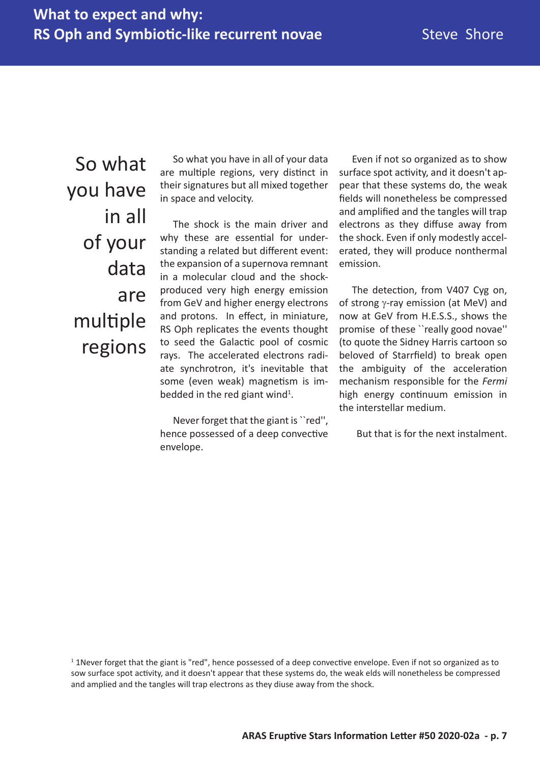So what you have in all of your data are multiple regions

So what you have in all of your data are multiple regions, very distinct in their signatures but all mixed together in space and velocity.

The shock is the main driver and why these are essential for understanding a related but different event: the expansion of a supernova remnant in a molecular cloud and the shock-produced very high energy emission from GeV and higher energy electrons and protons. In effect, in miniature, RS Oph replicates the events thought to seed the Galactic pool of cosmic rays. The accelerated electrons radiate synchrotron, it's inevitable that some (even weak) magnetism is imbedded in the red giant wind[1].

Never forget that the giant is ``red'', hence possessed of a deep convective envelope.

Even if not so organized as to show surface spot activity, and it doesn't appear that these systems do, the weak fields will nonetheless be compressed and amplified and the tangles will trap electrons as they diffuse away from the shock. Even if only modestly accelerated, they will produce nonthermal emission.

The detection, from V407 Cyg on, of strong $\gamma$-ray emission (at MeV) and now at GeV from H.E.S.S., shows the promise of these ``really good novae'' (to quote the Sidney Harris cartoon so beloved of Starrfield) to break open the ambiguity of the acceleration mechanism responsible for the *Fermi* high energy continuum emission in the interstellar medium.

But that is for the next instalment.

[1] 1Never forget that the giant is "red", hence possessed of a deep convective envelope. Even if not so organized as to sow surface spot activity, and it doesn't appear that these systems do, the weak elds will nonetheless be compressed and amplied and the tangles will trap electrons as they diuse away from the shock.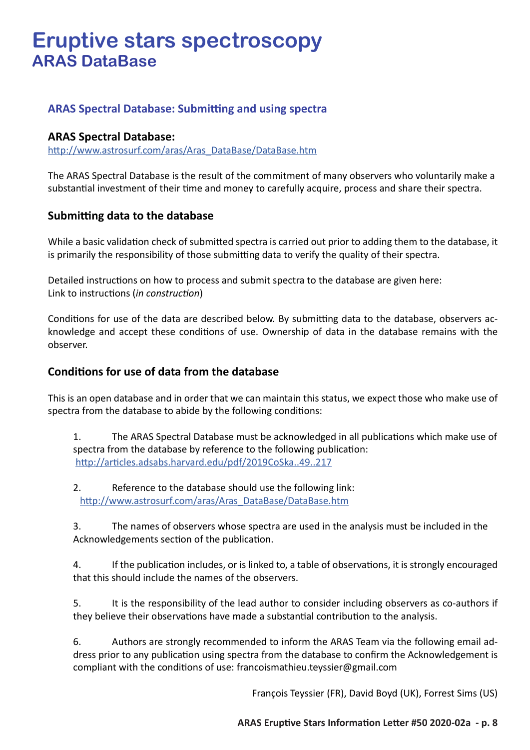# Eruptive stars spectroscopy
## ARAS DataBase

### ARAS Spectral Database: Submitting and using spectra

**ARAS Spectral Database:**
http://www.astrosurf.com/aras/Aras_DataBase/DataBase.htm

The ARAS Spectral Database is the result of the commitment of many observers who voluntarily make a substantial investment of their time and money to carefully acquire, process and share their spectra.

#### Submitting data to the database

While a basic validation check of submitted spectra is carried out prior to adding them to the database, it is primarily the responsibility of those submitting data to verify the quality of their spectra.

Detailed instructions on how to process and submit spectra to the database are given here:
Link to instructions (*in construction*)

Conditions for use of the data are described below. By submitting data to the database, observers acknowledge and accept these conditions of use. Ownership of data in the database remains with the observer.

#### Conditions for use of data from the database

This is an open database and in order that we can maintain this status, we expect those who make use of spectra from the database to abide by the following conditions:

1. The ARAS Spectral Database must be acknowledged in all publications which make use of spectra from the database by reference to the following publication:
http://articles.adsabs.harvard.edu/pdf/2019CoSka..49..217

2. Reference to the database should use the following link:
http://www.astrosurf.com/aras/Aras_DataBase/DataBase.htm

3. The names of observers whose spectra are used in the analysis must be included in the Acknowledgements section of the publication.

4. If the publication includes, or is linked to, a table of observations, it is strongly encouraged that this should include the names of the observers.

5. It is the responsibility of the lead author to consider including observers as co-authors if they believe their observations have made a substantial contribution to the analysis.

6. Authors are strongly recommended to inform the ARAS Team via the following email address prior to any publication using spectra from the database to confirm the Acknowledgement is compliant with the conditions of use: francoismathieu.teyssier@gmail.com

François Teyssier (FR), David Boyd (UK), Forrest Sims (US)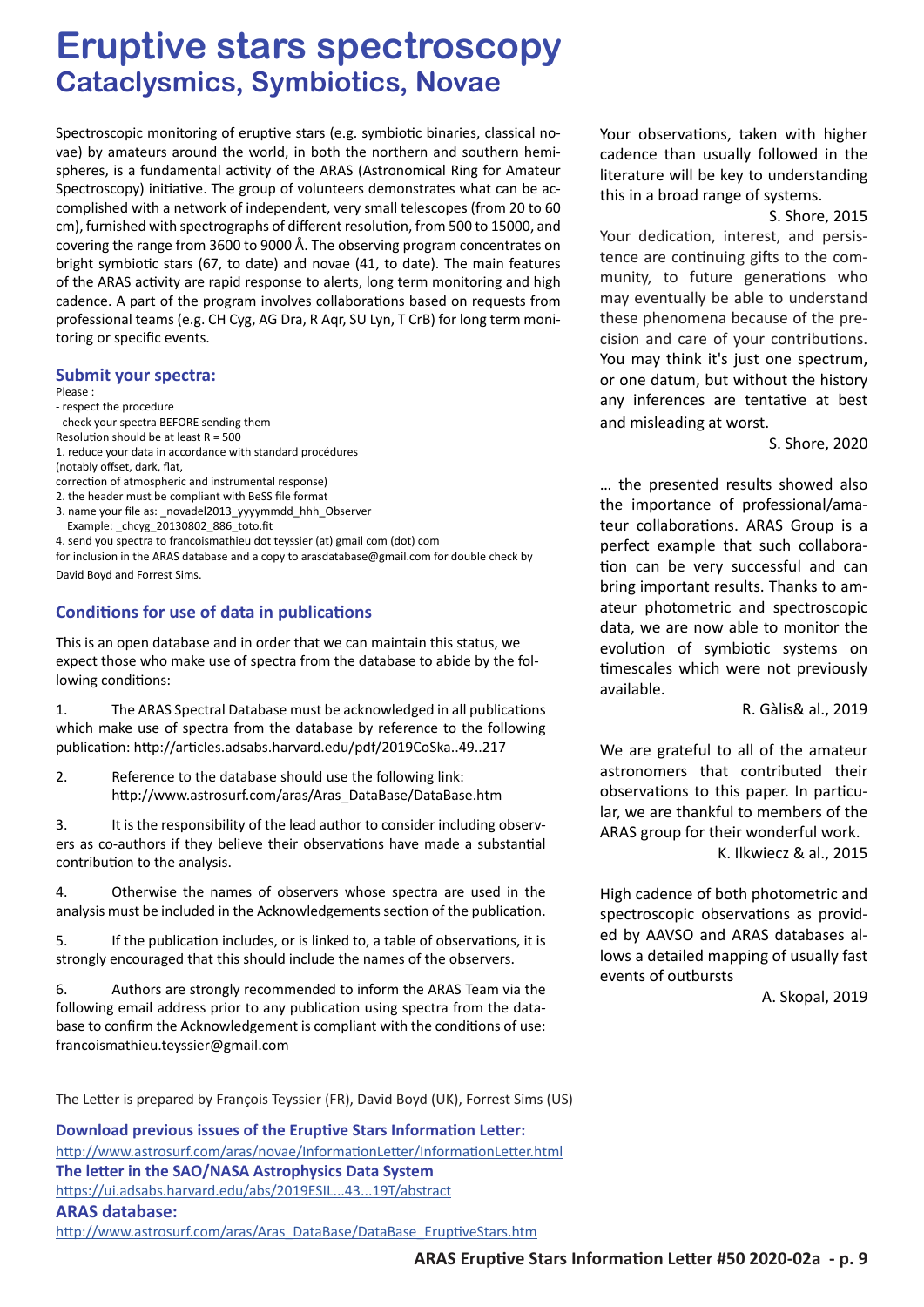# Eruptive stars spectroscopy

## Cataclysmics, Symbiotics, Novae

Spectroscopic monitoring of eruptive stars (e.g. symbiotic binaries, classical novae) by amateurs around the world, in both the northern and southern hemispheres, is a fundamental activity of the ARAS (Astronomical Ring for Amateur Spectroscopy) initiative. The group of volunteers demonstrates what can be accomplished with a network of independent, very small telescopes (from 20 to 60 cm), furnished with spectrographs of different resolution, from 500 to 15000, and covering the range from 3600 to 9000 Å. The observing program concentrates on bright symbiotic stars (67, to date) and novae (41, to date). The main features of the ARAS activity are rapid response to alerts, long term monitoring and high cadence. A part of the program involves collaborations based on requests from professional teams (e.g. CH Cyg, AG Dra, R Aqr, SU Lyn, T CrB) for long term monitoring or specific events.

### Submit your spectra:

Please :
- respect the procedure
- check your spectra BEFORE sending them

Resolution should be at least R = 500

1. reduce your data in accordance with standard procédures (notably offset, dark, flat, correction of atmospheric and instrumental response)
2. the header must be compliant with BeSS file format
3. name your file as: _novadel2013_yyyymmdd_hhh_Observer
   Example: _chcyg_20130802_886_toto.fit
4. send you spectra to francoismathieu dot teyssier (at) gmail com (dot) com for inclusion in the ARAS database and a copy to arasdatabase@gmail.com for double check by David Boyd and Forrest Sims.

### Conditions for use of data in publications

This is an open database and in order that we can maintain this status, we expect those who make use of spectra from the database to abide by the following conditions:

1. The ARAS Spectral Database must be acknowledged in all publications which make use of spectra from the database by reference to the following publication: http://articles.adsabs.harvard.edu/pdf/2019CoSka..49..217
2. Reference to the database should use the following link: http://www.astrosurf.com/aras/Aras_DataBase/DataBase.htm
3. It is the responsibility of the lead author to consider including observers as co-authors if they believe their observations have made a substantial contribution to the analysis.
4. Otherwise the names of observers whose spectra are used in the analysis must be included in the Acknowledgements section of the publication.
5. If the publication includes, or is linked to, a table of observations, it is strongly encouraged that this should include the names of the observers.
6. Authors are strongly recommended to inform the ARAS Team via the following email address prior to any publication using spectra from the database to confirm the Acknowledgement is compliant with the conditions of use: francoismathieu.teyssier@gmail.com

The Letter is prepared by François Teyssier (FR), David Boyd (UK), Forrest Sims (US)

**Download previous issues of the Eruptive Stars Information Letter:**
http://www.astrosurf.com/aras/novae/InformationLetter/InformationLetter.html

**The letter in the SAO/NASA Astrophysics Data System**
https://ui.adsabs.harvard.edu/abs/2019ESIL...43...19T/abstract

**ARAS database:**
http://www.astrosurf.com/aras/Aras_DataBase/DataBase_EruptiveStars.htm

Your observations, taken with higher cadence than usually followed in the literature will be key to understanding this in a broad range of systems.

S. Shore, 2015

Your dedication, interest, and persistence are continuing gifts to the community, to future generations who may eventually be able to understand these phenomena because of the precision and care of your contributions. You may think it's just one spectrum, or one datum, but without the history any inferences are tentative at best and misleading at worst.

S. Shore, 2020

... the presented results showed also the importance of professional/amateur collaborations. ARAS Group is a perfect example that such collaboration can be very successful and can bring important results. Thanks to amateur photometric and spectroscopic data, we are now able to monitor the evolution of symbiotic systems on timescales which were not previously available.

R. Gàlis& al., 2019

We are grateful to all of the amateur astronomers that contributed their observations to this paper. In particular, we are thankful to members of the ARAS group for their wonderful work.

K. Ilkwiecz & al., 2015

High cadence of both photometric and spectroscopic observations as provided by AAVSO and ARAS databases allows a detailed mapping of usually fast events of outbursts

A. Skopal, 2019